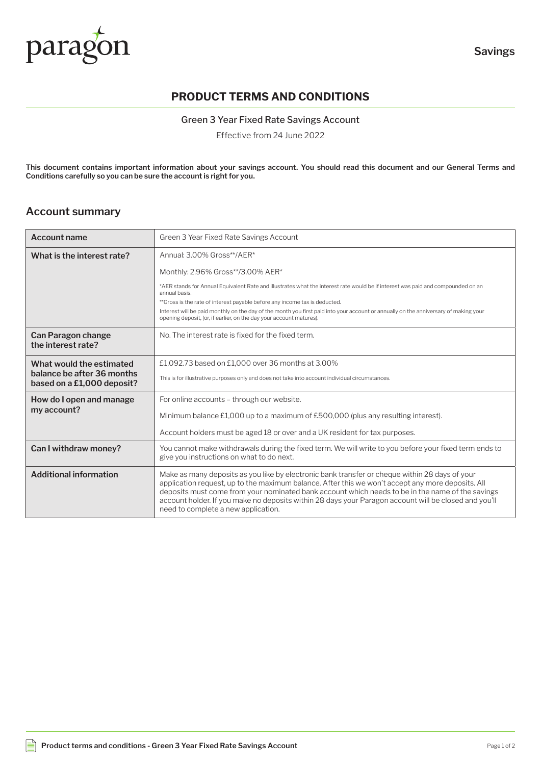paragon

Savings

# PRODUCT TERMS AND CONDITIONS

Green 3 Year Fixed Rate Savings Account

Effective from 24 June 2022

**This document contains important information about your savings account. You should read this document and our General Terms and Conditions carefully so you can be sure the account is right for you.**

## Account summary

| Account name | Green 3 Year Fixed Rate Savings Account |
|---|---|
| **What is the interest rate?** | Annual: 3.00% Gross**/AER*<br><br>Monthly: 2.96% Gross**/3.00% AER*<br><br>*AER stands for Annual Equivalent Rate and illustrates what the interest rate would be if interest was paid and compounded on an annual basis.<br>**Gross is the rate of interest payable before any income tax is deducted.<br>Interest will be paid monthly on the day of the month you first paid into your account or annually on the anniversary of making your opening deposit, (or, if earlier, on the day your account matures). |
| **Can Paragon change the interest rate?** | No. The interest rate is fixed for the fixed term. |
| **What would the estimated balance be after 36 months based on a £1,000 deposit?** | £1,092.73 based on £1,000 over 36 months at 3.00%<br><br>This is for illustrative purposes only and does not take into account individual circumstances. |
| **How do I open and manage my account?** | For online accounts – through our website.<br><br>Minimum balance £1,000 up to a maximum of £500,000 (plus any resulting interest).<br><br>Account holders must be aged 18 or over and a UK resident for tax purposes. |
| **Can I withdraw money?** | You cannot make withdrawals during the fixed term. We will write to you before your fixed term ends to give you instructions on what to do next. |
| **Additional information** | Make as many deposits as you like by electronic bank transfer or cheque within 28 days of your application request, up to the maximum balance. After this we won't accept any more deposits. All deposits must come from your nominated bank account which needs to be in the name of the savings account holder. If you make no deposits within 28 days your Paragon account will be closed and you'll need to complete a new application. |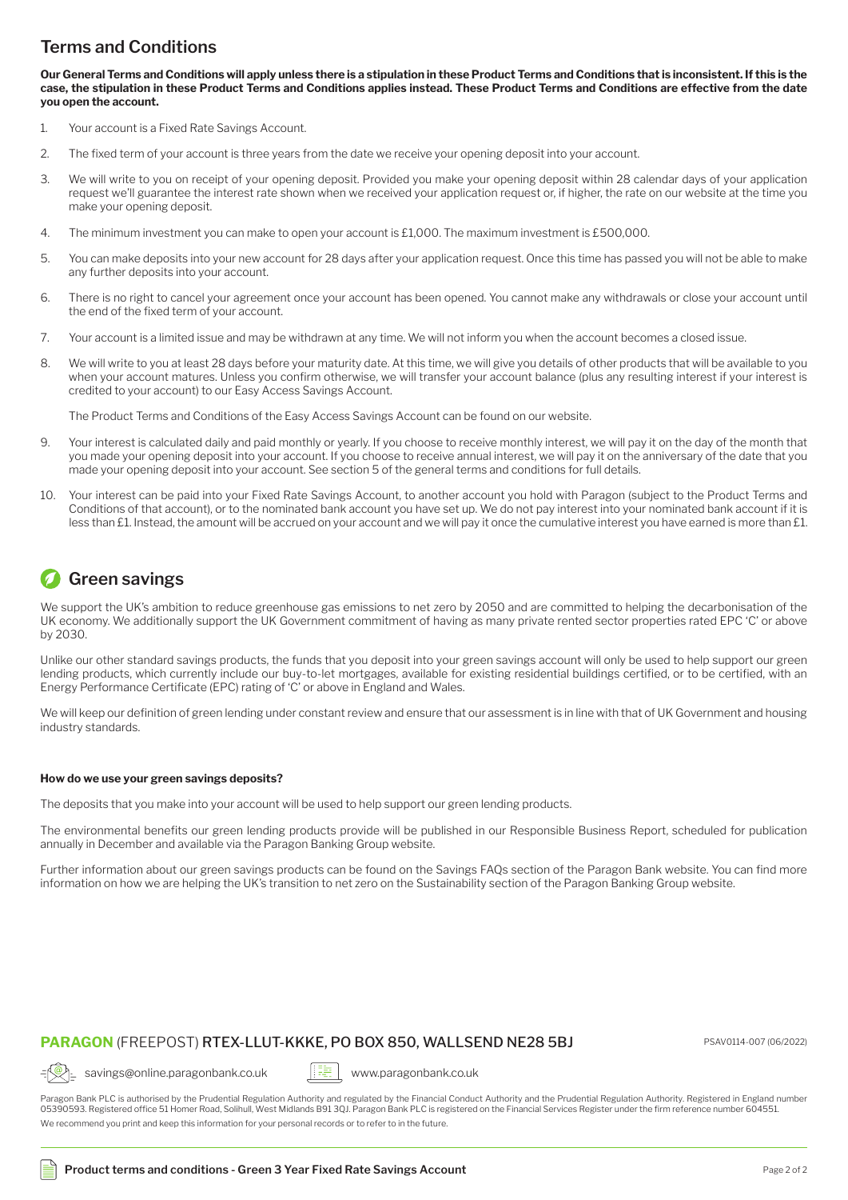## Terms and Conditions

**Our General Terms and Conditions will apply unless there is a stipulation in these Product Terms and Conditions that is inconsistent. If this is the case, the stipulation in these Product Terms and Conditions applies instead. These Product Terms and Conditions are effective from the date you open the account.**

1. Your account is a Fixed Rate Savings Account.

2. The fixed term of your account is three years from the date we receive your opening deposit into your account.

3. We will write to you on receipt of your opening deposit. Provided you make your opening deposit within 28 calendar days of your application request we'll guarantee the interest rate shown when we received your application request or, if higher, the rate on our website at the time you make your opening deposit.

4. The minimum investment you can make to open your account is £1,000. The maximum investment is £500,000.

5. You can make deposits into your new account for 28 days after your application request. Once this time has passed you will not be able to make any further deposits into your account.

6. There is no right to cancel your agreement once your account has been opened. You cannot make any withdrawals or close your account until the end of the fixed term of your account.

7. Your account is a limited issue and may be withdrawn at any time. We will not inform you when the account becomes a closed issue.

8. We will write to you at least 28 days before your maturity date. At this time, we will give you details of other products that will be available to you when your account matures. Unless you confirm otherwise, we will transfer your account balance (plus any resulting interest if your interest is credited to your account) to our Easy Access Savings Account.

   The Product Terms and Conditions of the Easy Access Savings Account can be found on our website.

9. Your interest is calculated daily and paid monthly or yearly. If you choose to receive monthly interest, we will pay it on the day of the month that you made your opening deposit into your account. If you choose to receive annual interest, we will pay it on the anniversary of the date that you made your opening deposit into your account. See section 5 of the general terms and conditions for full details.

10. Your interest can be paid into your Fixed Rate Savings Account, to another account you hold with Paragon (subject to the Product Terms and Conditions of that account), or to the nominated bank account you have set up. We do not pay interest into your nominated bank account if it is less than £1. Instead, the amount will be accrued on your account and we will pay it once the cumulative interest you have earned is more than £1.

## Green savings

We support the UK's ambition to reduce greenhouse gas emissions to net zero by 2050 and are committed to helping the decarbonisation of the UK economy. We additionally support the UK Government commitment of having as many private rented sector properties rated EPC 'C' or above by 2030.

Unlike our other standard savings products, the funds that you deposit into your green savings account will only be used to help support our green lending products, which currently include our buy-to-let mortgages, available for existing residential buildings certified, or to be certified, with an Energy Performance Certificate (EPC) rating of 'C' or above in England and Wales.

We will keep our definition of green lending under constant review and ensure that our assessment is in line with that of UK Government and housing industry standards.

**How do we use your green savings deposits?**

The deposits that you make into your account will be used to help support our green lending products.

The environmental benefits our green lending products provide will be published in our Responsible Business Report, scheduled for publication annually in December and available via the Paragon Banking Group website.

Further information about our green savings products can be found on the Savings FAQs section of the Paragon Bank website. You can find more information on how we are helping the UK's transition to net zero on the Sustainability section of the Paragon Banking Group website.

**PARAGON** (FREEPOST) RTEX-LLUT-KKKE, PO BOX 850, WALLSEND NE28 5BJ

PSAV0114-007 (06/2022)

savings@online.paragonbank.co.uk

www.paragonbank.co.uk

Paragon Bank PLC is authorised by the Prudential Regulation Authority and regulated by the Financial Conduct Authority and the Prudential Regulation Authority. Registered in England number 05390593. Registered office 51 Homer Road, Solihull, West Midlands B91 3QJ. Paragon Bank PLC is registered on the Financial Services Register under the firm reference number 604551.

We recommend you print and keep this information for your personal records or to refer to in the future.